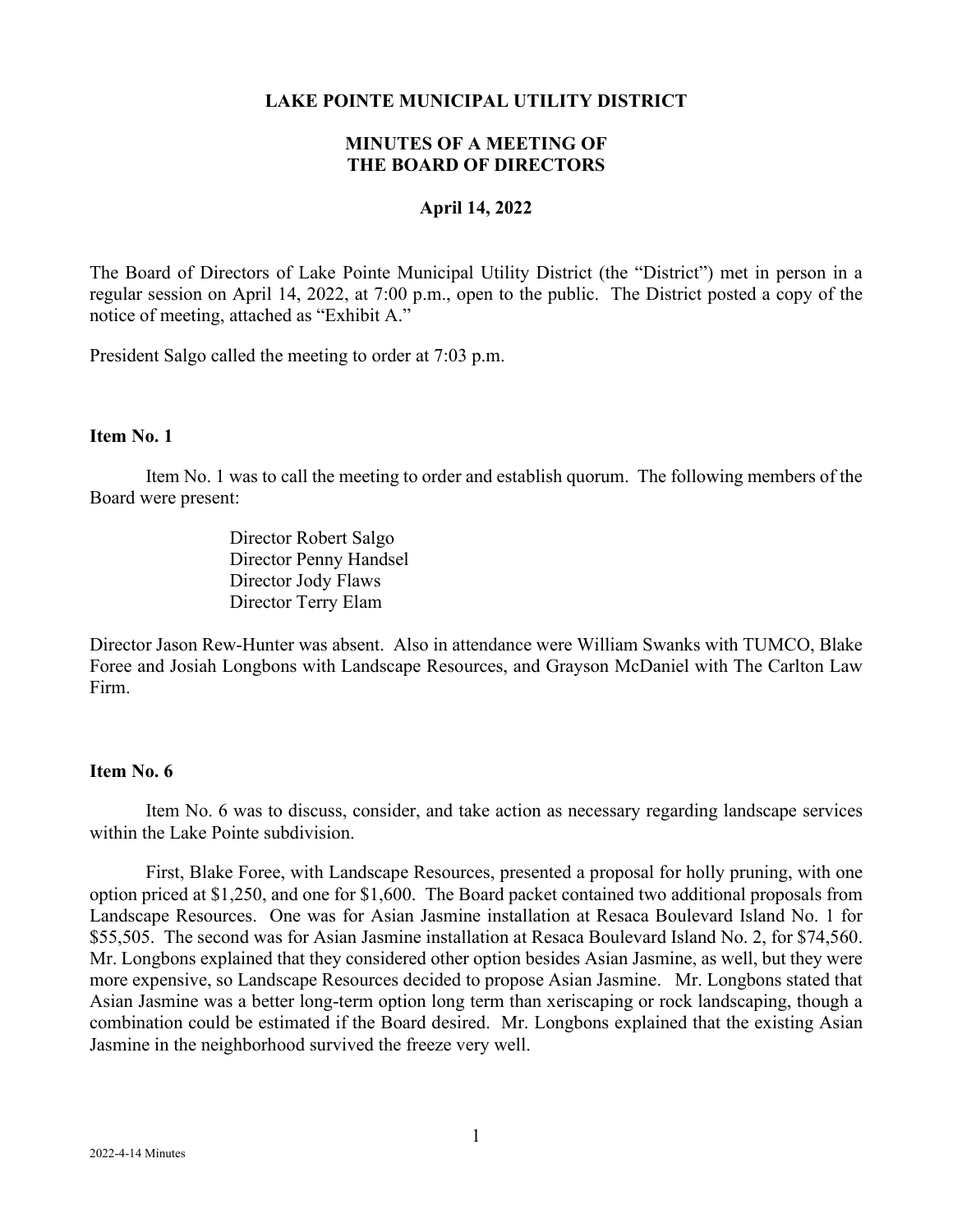**LAKE POINTE MUNICIPAL UTILITY DISTRICT**

**MINUTES OF A MEETING OF THE BOARD OF DIRECTORS**

**April 14, 2022**

The Board of Directors of Lake Pointe Municipal Utility District (the "District") met in person in a regular session on April 14, 2022, at 7:00 p.m., open to the public. The District posted a copy of the notice of meeting, attached as "Exhibit A."

President Salgo called the meeting to order at 7:03 p.m.

**Item No. 1**

Item No. 1 was to call the meeting to order and establish quorum. The following members of the Board were present:

Director Robert Salgo
Director Penny Handsel
Director Jody Flaws
Director Terry Elam

Director Jason Rew-Hunter was absent. Also in attendance were William Swanks with TUMCO, Blake Foree and Josiah Longbons with Landscape Resources, and Grayson McDaniel with The Carlton Law Firm.

**Item No. 6**

Item No. 6 was to discuss, consider, and take action as necessary regarding landscape services within the Lake Pointe subdivision.

First, Blake Foree, with Landscape Resources, presented a proposal for holly pruning, with one option priced at $1,250, and one for $1,600. The Board packet contained two additional proposals from Landscape Resources. One was for Asian Jasmine installation at Resaca Boulevard Island No. 1 for $55,505. The second was for Asian Jasmine installation at Resaca Boulevard Island No. 2, for $74,560. Mr. Longbons explained that they considered other option besides Asian Jasmine, as well, but they were more expensive, so Landscape Resources decided to propose Asian Jasmine. Mr. Longbons stated that Asian Jasmine was a better long-term option long term than xeriscaping or rock landscaping, though a combination could be estimated if the Board desired. Mr. Longbons explained that the existing Asian Jasmine in the neighborhood survived the freeze very well.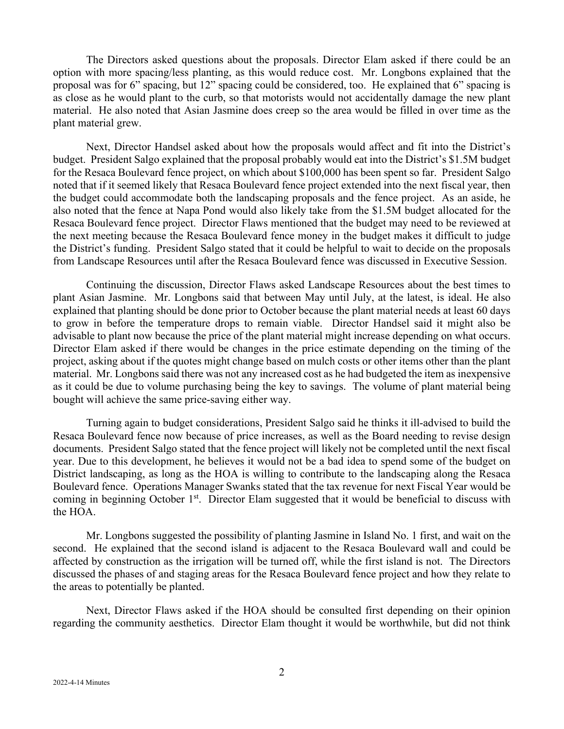The Directors asked questions about the proposals. Director Elam asked if there could be an option with more spacing/less planting, as this would reduce cost. Mr. Longbons explained that the proposal was for 6" spacing, but 12" spacing could be considered, too. He explained that 6" spacing is as close as he would plant to the curb, so that motorists would not accidentally damage the new plant material. He also noted that Asian Jasmine does creep so the area would be filled in over time as the plant material grew.

Next, Director Handsel asked about how the proposals would affect and fit into the District's budget. President Salgo explained that the proposal probably would eat into the District's $1.5M budget for the Resaca Boulevard fence project, on which about $100,000 has been spent so far. President Salgo noted that if it seemed likely that Resaca Boulevard fence project extended into the next fiscal year, then the budget could accommodate both the landscaping proposals and the fence project. As an aside, he also noted that the fence at Napa Pond would also likely take from the $1.5M budget allocated for the Resaca Boulevard fence project. Director Flaws mentioned that the budget may need to be reviewed at the next meeting because the Resaca Boulevard fence money in the budget makes it difficult to judge the District's funding. President Salgo stated that it could be helpful to wait to decide on the proposals from Landscape Resources until after the Resaca Boulevard fence was discussed in Executive Session.

Continuing the discussion, Director Flaws asked Landscape Resources about the best times to plant Asian Jasmine. Mr. Longbons said that between May until July, at the latest, is ideal. He also explained that planting should be done prior to October because the plant material needs at least 60 days to grow in before the temperature drops to remain viable. Director Handsel said it might also be advisable to plant now because the price of the plant material might increase depending on what occurs. Director Elam asked if there would be changes in the price estimate depending on the timing of the project, asking about if the quotes might change based on mulch costs or other items other than the plant material. Mr. Longbons said there was not any increased cost as he had budgeted the item as inexpensive as it could be due to volume purchasing being the key to savings. The volume of plant material being bought will achieve the same price-saving either way.

Turning again to budget considerations, President Salgo said he thinks it ill-advised to build the Resaca Boulevard fence now because of price increases, as well as the Board needing to revise design documents. President Salgo stated that the fence project will likely not be completed until the next fiscal year. Due to this development, he believes it would not be a bad idea to spend some of the budget on District landscaping, as long as the HOA is willing to contribute to the landscaping along the Resaca Boulevard fence. Operations Manager Swanks stated that the tax revenue for next Fiscal Year would be coming in beginning October 1st. Director Elam suggested that it would be beneficial to discuss with the HOA.

Mr. Longbons suggested the possibility of planting Jasmine in Island No. 1 first, and wait on the second. He explained that the second island is adjacent to the Resaca Boulevard wall and could be affected by construction as the irrigation will be turned off, while the first island is not. The Directors discussed the phases of and staging areas for the Resaca Boulevard fence project and how they relate to the areas to potentially be planted.

Next, Director Flaws asked if the HOA should be consulted first depending on their opinion regarding the community aesthetics. Director Elam thought it would be worthwhile, but did not think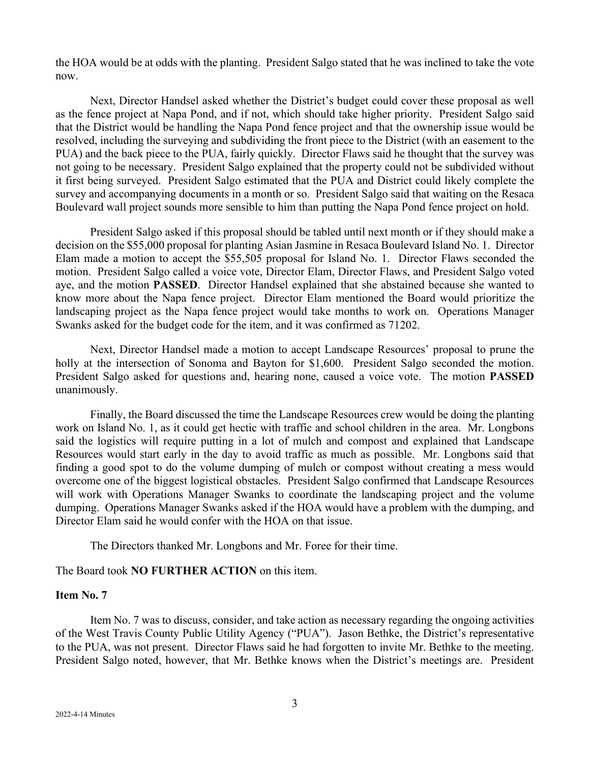the HOA would be at odds with the planting. President Salgo stated that he was inclined to take the vote now.

Next, Director Handsel asked whether the District's budget could cover these proposal as well as the fence project at Napa Pond, and if not, which should take higher priority. President Salgo said that the District would be handling the Napa Pond fence project and that the ownership issue would be resolved, including the surveying and subdividing the front piece to the District (with an easement to the PUA) and the back piece to the PUA, fairly quickly. Director Flaws said he thought that the survey was not going to be necessary. President Salgo explained that the property could not be subdivided without it first being surveyed. President Salgo estimated that the PUA and District could likely complete the survey and accompanying documents in a month or so. President Salgo said that waiting on the Resaca Boulevard wall project sounds more sensible to him than putting the Napa Pond fence project on hold.

President Salgo asked if this proposal should be tabled until next month or if they should make a decision on the $55,000 proposal for planting Asian Jasmine in Resaca Boulevard Island No. 1. Director Elam made a motion to accept the $55,505 proposal for Island No. 1. Director Flaws seconded the motion. President Salgo called a voice vote, Director Elam, Director Flaws, and President Salgo voted aye, and the motion **PASSED**. Director Handsel explained that she abstained because she wanted to know more about the Napa fence project. Director Elam mentioned the Board would prioritize the landscaping project as the Napa fence project would take months to work on. Operations Manager Swanks asked for the budget code for the item, and it was confirmed as 71202.

Next, Director Handsel made a motion to accept Landscape Resources' proposal to prune the holly at the intersection of Sonoma and Bayton for $1,600. President Salgo seconded the motion. President Salgo asked for questions and, hearing none, caused a voice vote. The motion **PASSED** unanimously.

Finally, the Board discussed the time the Landscape Resources crew would be doing the planting work on Island No. 1, as it could get hectic with traffic and school children in the area. Mr. Longbons said the logistics will require putting in a lot of mulch and compost and explained that Landscape Resources would start early in the day to avoid traffic as much as possible. Mr. Longbons said that finding a good spot to do the volume dumping of mulch or compost without creating a mess would overcome one of the biggest logistical obstacles. President Salgo confirmed that Landscape Resources will work with Operations Manager Swanks to coordinate the landscaping project and the volume dumping. Operations Manager Swanks asked if the HOA would have a problem with the dumping, and Director Elam said he would confer with the HOA on that issue.

The Directors thanked Mr. Longbons and Mr. Foree for their time.

The Board took **NO FURTHER ACTION** on this item.

**Item No. 7**

Item No. 7 was to discuss, consider, and take action as necessary regarding the ongoing activities of the West Travis County Public Utility Agency ("PUA"). Jason Bethke, the District's representative to the PUA, was not present. Director Flaws said he had forgotten to invite Mr. Bethke to the meeting. President Salgo noted, however, that Mr. Bethke knows when the District's meetings are. President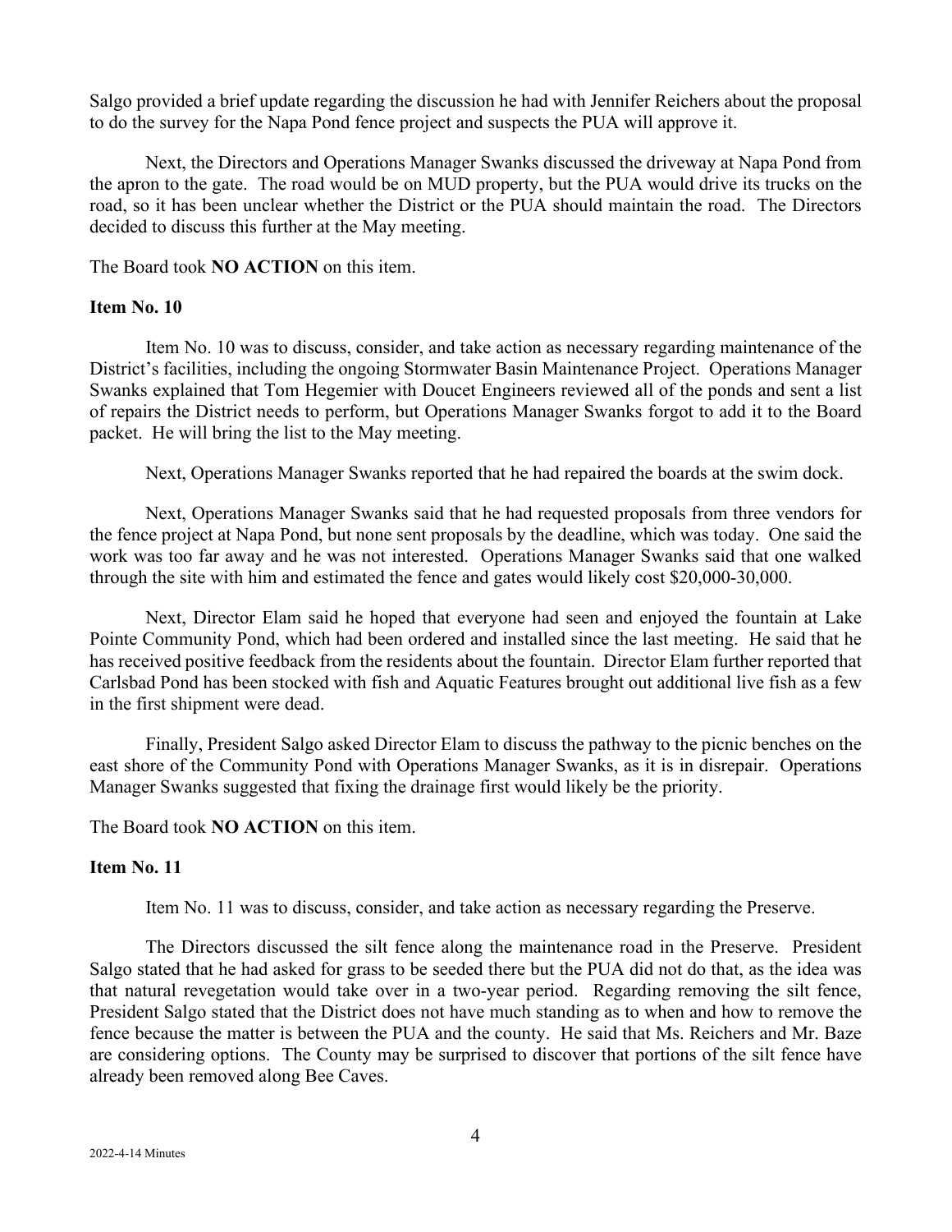Salgo provided a brief update regarding the discussion he had with Jennifer Reichers about the proposal to do the survey for the Napa Pond fence project and suspects the PUA will approve it.

Next, the Directors and Operations Manager Swanks discussed the driveway at Napa Pond from the apron to the gate. The road would be on MUD property, but the PUA would drive its trucks on the road, so it has been unclear whether the District or the PUA should maintain the road. The Directors decided to discuss this further at the May meeting.

The Board took **NO ACTION** on this item.

**Item No. 10**

Item No. 10 was to discuss, consider, and take action as necessary regarding maintenance of the District's facilities, including the ongoing Stormwater Basin Maintenance Project. Operations Manager Swanks explained that Tom Hegemier with Doucet Engineers reviewed all of the ponds and sent a list of repairs the District needs to perform, but Operations Manager Swanks forgot to add it to the Board packet. He will bring the list to the May meeting.

Next, Operations Manager Swanks reported that he had repaired the boards at the swim dock.

Next, Operations Manager Swanks said that he had requested proposals from three vendors for the fence project at Napa Pond, but none sent proposals by the deadline, which was today. One said the work was too far away and he was not interested. Operations Manager Swanks said that one walked through the site with him and estimated the fence and gates would likely cost $20,000-30,000.

Next, Director Elam said he hoped that everyone had seen and enjoyed the fountain at Lake Pointe Community Pond, which had been ordered and installed since the last meeting. He said that he has received positive feedback from the residents about the fountain. Director Elam further reported that Carlsbad Pond has been stocked with fish and Aquatic Features brought out additional live fish as a few in the first shipment were dead.

Finally, President Salgo asked Director Elam to discuss the pathway to the picnic benches on the east shore of the Community Pond with Operations Manager Swanks, as it is in disrepair. Operations Manager Swanks suggested that fixing the drainage first would likely be the priority.

The Board took **NO ACTION** on this item.

**Item No. 11**

Item No. 11 was to discuss, consider, and take action as necessary regarding the Preserve.

The Directors discussed the silt fence along the maintenance road in the Preserve. President Salgo stated that he had asked for grass to be seeded there but the PUA did not do that, as the idea was that natural revegetation would take over in a two-year period. Regarding removing the silt fence, President Salgo stated that the District does not have much standing as to when and how to remove the fence because the matter is between the PUA and the county. He said that Ms. Reichers and Mr. Baze are considering options. The County may be surprised to discover that portions of the silt fence have already been removed along Bee Caves.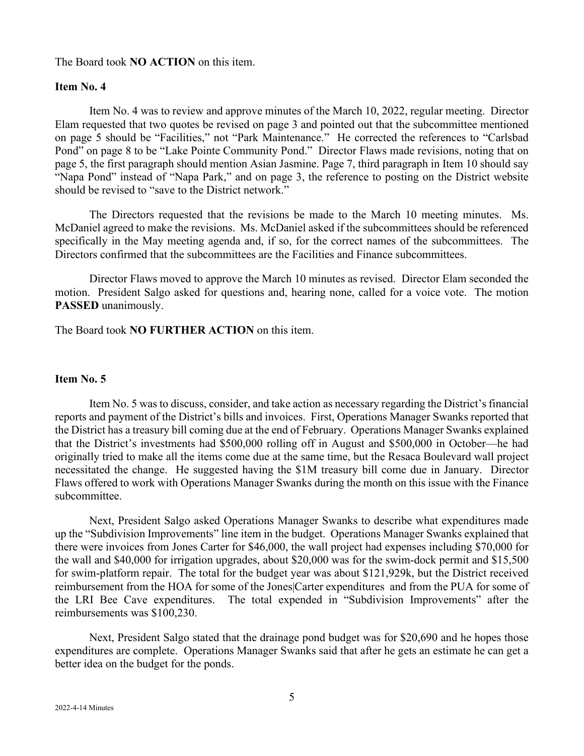The Board took **NO ACTION** on this item.

**Item No. 4**

Item No. 4 was to review and approve minutes of the March 10, 2022, regular meeting. Director Elam requested that two quotes be revised on page 3 and pointed out that the subcommittee mentioned on page 5 should be "Facilities," not "Park Maintenance." He corrected the references to "Carlsbad Pond" on page 8 to be "Lake Pointe Community Pond." Director Flaws made revisions, noting that on page 5, the first paragraph should mention Asian Jasmine. Page 7, third paragraph in Item 10 should say "Napa Pond" instead of "Napa Park," and on page 3, the reference to posting on the District website should be revised to "save to the District network."

The Directors requested that the revisions be made to the March 10 meeting minutes. Ms. McDaniel agreed to make the revisions. Ms. McDaniel asked if the subcommittees should be referenced specifically in the May meeting agenda and, if so, for the correct names of the subcommittees. The Directors confirmed that the subcommittees are the Facilities and Finance subcommittees.

Director Flaws moved to approve the March 10 minutes as revised. Director Elam seconded the motion. President Salgo asked for questions and, hearing none, called for a voice vote. The motion **PASSED** unanimously.

The Board took **NO FURTHER ACTION** on this item.

**Item No. 5**

Item No. 5 was to discuss, consider, and take action as necessary regarding the District's financial reports and payment of the District's bills and invoices. First, Operations Manager Swanks reported that the District has a treasury bill coming due at the end of February. Operations Manager Swanks explained that the District's investments had $500,000 rolling off in August and $500,000 in October—he had originally tried to make all the items come due at the same time, but the Resaca Boulevard wall project necessitated the change. He suggested having the $1M treasury bill come due in January. Director Flaws offered to work with Operations Manager Swanks during the month on this issue with the Finance subcommittee.

Next, President Salgo asked Operations Manager Swanks to describe what expenditures made up the "Subdivision Improvements" line item in the budget. Operations Manager Swanks explained that there were invoices from Jones Carter for $46,000, the wall project had expenses including $70,000 for the wall and $40,000 for irrigation upgrades, about $20,000 was for the swim-dock permit and $15,500 for swim-platform repair. The total for the budget year was about $121,929k, but the District received reimbursement from the HOA for some of the Jones|Carter expenditures and from the PUA for some of the LRI Bee Cave expenditures. The total expended in "Subdivision Improvements" after the reimbursements was $100,230.

Next, President Salgo stated that the drainage pond budget was for $20,690 and he hopes those expenditures are complete. Operations Manager Swanks said that after he gets an estimate he can get a better idea on the budget for the ponds.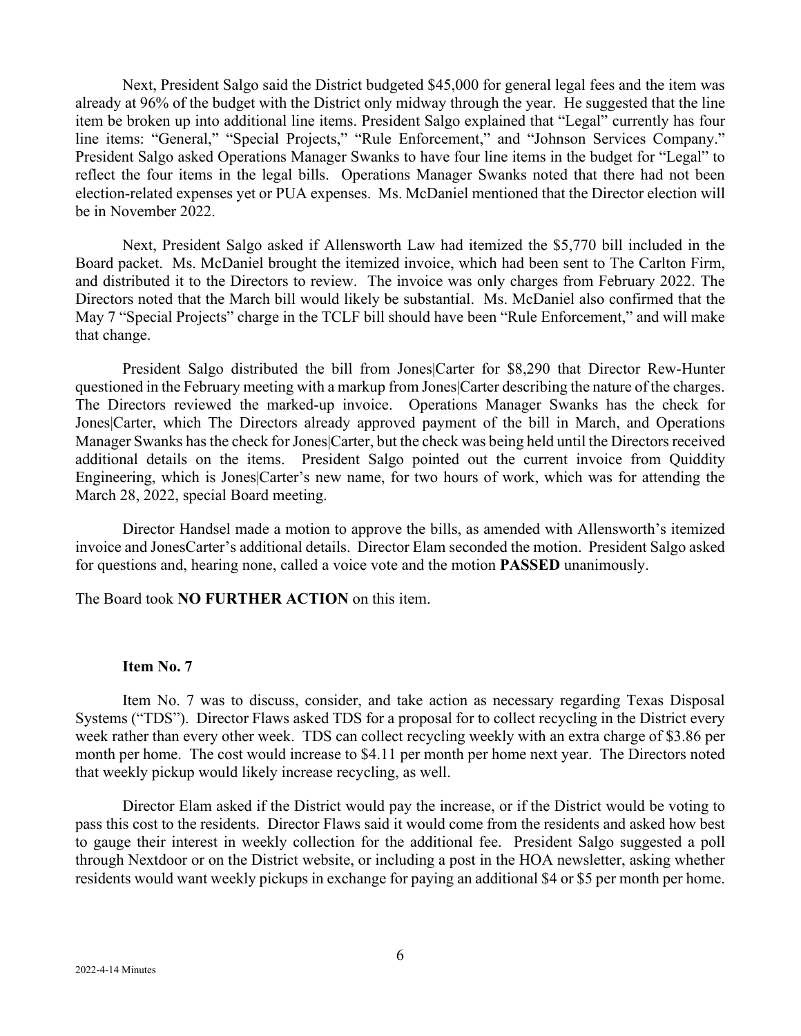Next, President Salgo said the District budgeted $45,000 for general legal fees and the item was already at 96% of the budget with the District only midway through the year. He suggested that the line item be broken up into additional line items. President Salgo explained that "Legal" currently has four line items: "General," "Special Projects," "Rule Enforcement," and "Johnson Services Company." President Salgo asked Operations Manager Swanks to have four line items in the budget for "Legal" to reflect the four items in the legal bills. Operations Manager Swanks noted that there had not been election-related expenses yet or PUA expenses. Ms. McDaniel mentioned that the Director election will be in November 2022.

Next, President Salgo asked if Allensworth Law had itemized the $5,770 bill included in the Board packet. Ms. McDaniel brought the itemized invoice, which had been sent to The Carlton Firm, and distributed it to the Directors to review. The invoice was only charges from February 2022. The Directors noted that the March bill would likely be substantial. Ms. McDaniel also confirmed that the May 7 "Special Projects" charge in the TCLF bill should have been "Rule Enforcement," and will make that change.

President Salgo distributed the bill from Jones|Carter for $8,290 that Director Rew-Hunter questioned in the February meeting with a markup from Jones|Carter describing the nature of the charges. The Directors reviewed the marked-up invoice. Operations Manager Swanks has the check for Jones|Carter, which The Directors already approved payment of the bill in March, and Operations Manager Swanks has the check for Jones|Carter, but the check was being held until the Directors received additional details on the items. President Salgo pointed out the current invoice from Quiddity Engineering, which is Jones|Carter's new name, for two hours of work, which was for attending the March 28, 2022, special Board meeting.

Director Handsel made a motion to approve the bills, as amended with Allensworth's itemized invoice and JonesCarter's additional details. Director Elam seconded the motion. President Salgo asked for questions and, hearing none, called a voice vote and the motion **PASSED** unanimously.

The Board took **NO FURTHER ACTION** on this item.

### Item No. 7

Item No. 7 was to discuss, consider, and take action as necessary regarding Texas Disposal Systems ("TDS"). Director Flaws asked TDS for a proposal for to collect recycling in the District every week rather than every other week. TDS can collect recycling weekly with an extra charge of $3.86 per month per home. The cost would increase to $4.11 per month per home next year. The Directors noted that weekly pickup would likely increase recycling, as well.

Director Elam asked if the District would pay the increase, or if the District would be voting to pass this cost to the residents. Director Flaws said it would come from the residents and asked how best to gauge their interest in weekly collection for the additional fee. President Salgo suggested a poll through Nextdoor or on the District website, or including a post in the HOA newsletter, asking whether residents would want weekly pickups in exchange for paying an additional $4 or $5 per month per home.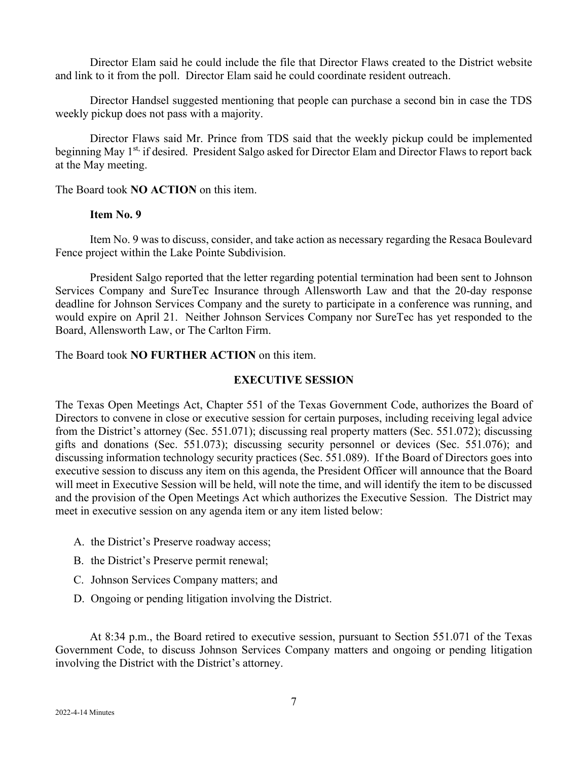Director Elam said he could include the file that Director Flaws created to the District website and link to it from the poll. Director Elam said he could coordinate resident outreach.

Director Handsel suggested mentioning that people can purchase a second bin in case the TDS weekly pickup does not pass with a majority.

Director Flaws said Mr. Prince from TDS said that the weekly pickup could be implemented beginning May 1st, if desired. President Salgo asked for Director Elam and Director Flaws to report back at the May meeting.

The Board took **NO ACTION** on this item.

**Item No. 9**

Item No. 9 was to discuss, consider, and take action as necessary regarding the Resaca Boulevard Fence project within the Lake Pointe Subdivision.

President Salgo reported that the letter regarding potential termination had been sent to Johnson Services Company and SureTec Insurance through Allensworth Law and that the 20-day response deadline for Johnson Services Company and the surety to participate in a conference was running, and would expire on April 21. Neither Johnson Services Company nor SureTec has yet responded to the Board, Allensworth Law, or The Carlton Firm.

The Board took **NO FURTHER ACTION** on this item.

## EXECUTIVE SESSION

The Texas Open Meetings Act, Chapter 551 of the Texas Government Code, authorizes the Board of Directors to convene in close or executive session for certain purposes, including receiving legal advice from the District's attorney (Sec. 551.071); discussing real property matters (Sec. 551.072); discussing gifts and donations (Sec. 551.073); discussing security personnel or devices (Sec. 551.076); and discussing information technology security practices (Sec. 551.089). If the Board of Directors goes into executive session to discuss any item on this agenda, the President Officer will announce that the Board will meet in Executive Session will be held, will note the time, and will identify the item to be discussed and the provision of the Open Meetings Act which authorizes the Executive Session. The District may meet in executive session on any agenda item or any item listed below:

A. the District's Preserve roadway access;
B. the District's Preserve permit renewal;
C. Johnson Services Company matters; and
D. Ongoing or pending litigation involving the District.

At 8:34 p.m., the Board retired to executive session, pursuant to Section 551.071 of the Texas Government Code, to discuss Johnson Services Company matters and ongoing or pending litigation involving the District with the District's attorney.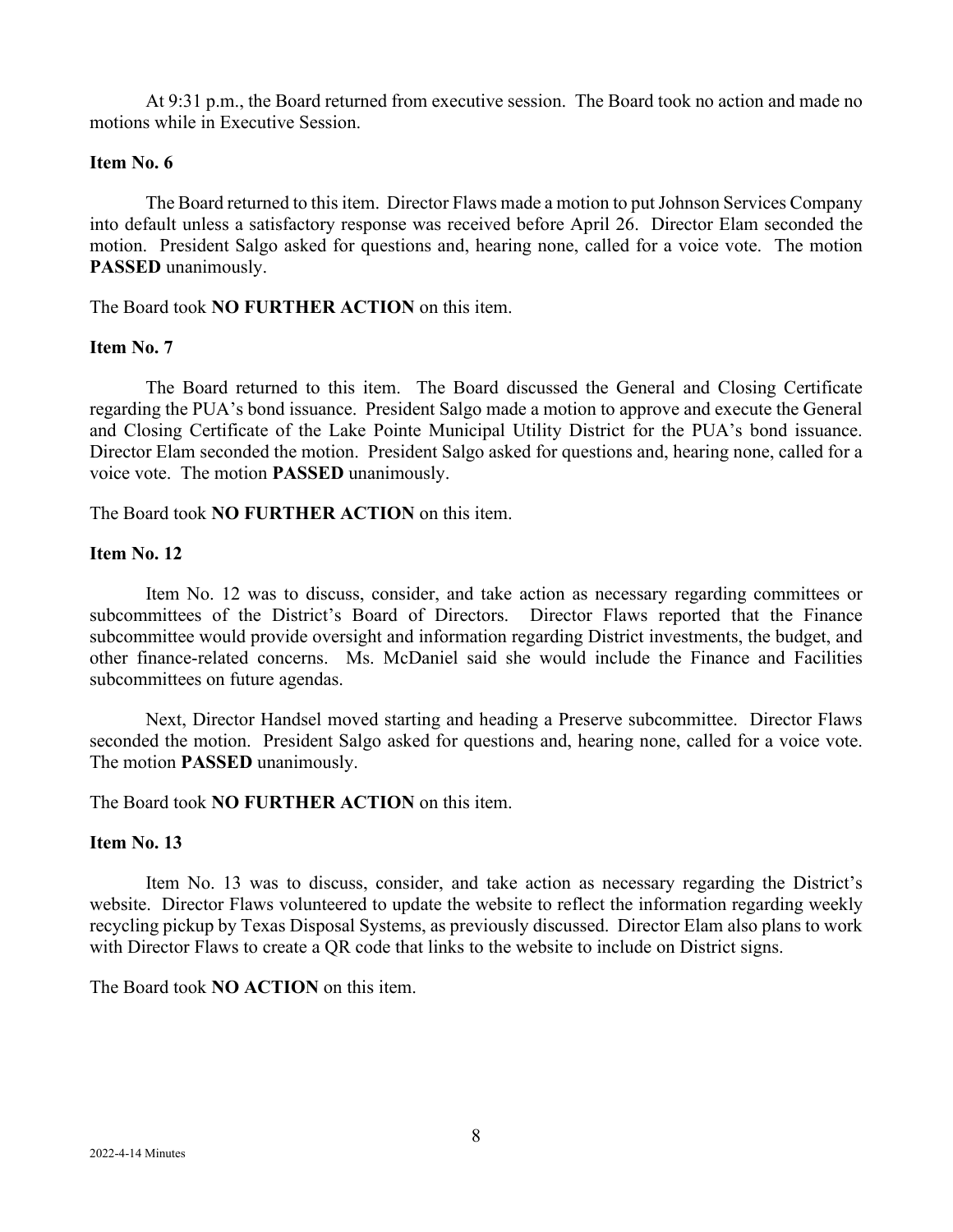At 9:31 p.m., the Board returned from executive session. The Board took no action and made no motions while in Executive Session.

**Item No. 6**

The Board returned to this item. Director Flaws made a motion to put Johnson Services Company into default unless a satisfactory response was received before April 26. Director Elam seconded the motion. President Salgo asked for questions and, hearing none, called for a voice vote. The motion **PASSED** unanimously.

The Board took **NO FURTHER ACTION** on this item.

**Item No. 7**

The Board returned to this item. The Board discussed the General and Closing Certificate regarding the PUA's bond issuance. President Salgo made a motion to approve and execute the General and Closing Certificate of the Lake Pointe Municipal Utility District for the PUA's bond issuance. Director Elam seconded the motion. President Salgo asked for questions and, hearing none, called for a voice vote. The motion **PASSED** unanimously.

The Board took **NO FURTHER ACTION** on this item.

**Item No. 12**

Item No. 12 was to discuss, consider, and take action as necessary regarding committees or subcommittees of the District's Board of Directors. Director Flaws reported that the Finance subcommittee would provide oversight and information regarding District investments, the budget, and other finance-related concerns. Ms. McDaniel said she would include the Finance and Facilities subcommittees on future agendas.

Next, Director Handsel moved starting and heading a Preserve subcommittee. Director Flaws seconded the motion. President Salgo asked for questions and, hearing none, called for a voice vote. The motion **PASSED** unanimously.

The Board took **NO FURTHER ACTION** on this item.

**Item No. 13**

Item No. 13 was to discuss, consider, and take action as necessary regarding the District's website. Director Flaws volunteered to update the website to reflect the information regarding weekly recycling pickup by Texas Disposal Systems, as previously discussed. Director Elam also plans to work with Director Flaws to create a QR code that links to the website to include on District signs.

The Board took **NO ACTION** on this item.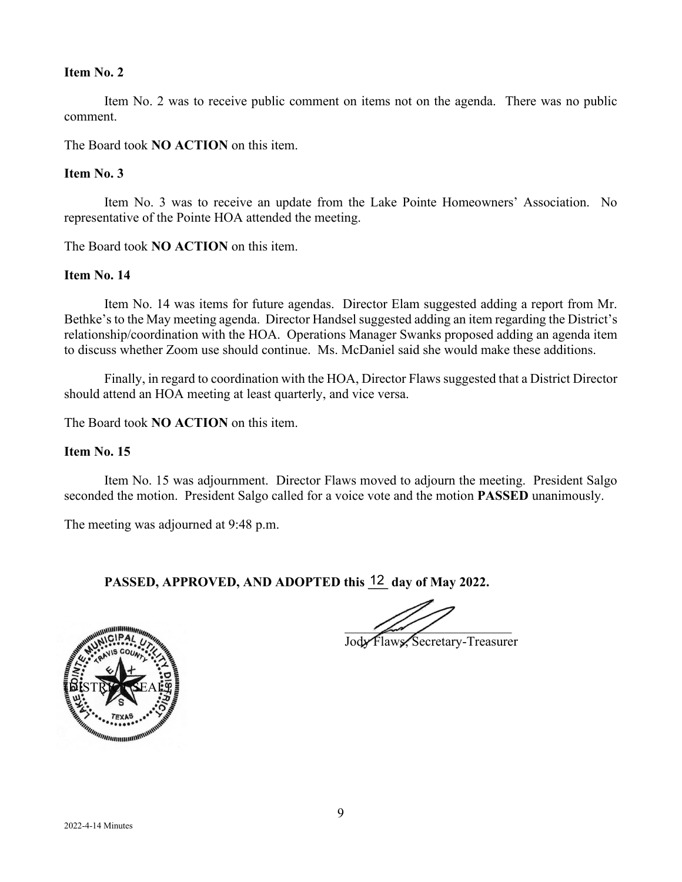**Item No. 2**

Item No. 2 was to receive public comment on items not on the agenda. There was no public comment.

The Board took **NO ACTION** on this item.

**Item No. 3**

Item No. 3 was to receive an update from the Lake Pointe Homeowners' Association. No representative of the Pointe HOA attended the meeting.

The Board took **NO ACTION** on this item.

**Item No. 14**

Item No. 14 was items for future agendas. Director Elam suggested adding a report from Mr. Bethke's to the May meeting agenda. Director Handsel suggested adding an item regarding the District's relationship/coordination with the HOA. Operations Manager Swanks proposed adding an agenda item to discuss whether Zoom use should continue. Ms. McDaniel said she would make these additions.

Finally, in regard to coordination with the HOA, Director Flaws suggested that a District Director should attend an HOA meeting at least quarterly, and vice versa.

The Board took **NO ACTION** on this item.

**Item No. 15**

Item No. 15 was adjournment. Director Flaws moved to adjourn the meeting. President Salgo seconded the motion. President Salgo called for a voice vote and the motion **PASSED** unanimously.

The meeting was adjourned at 9:48 p.m.

**PASSED, APPROVED, AND ADOPTED this 12 day of May 2022.**

Jody Flaws, Secretary-Treasurer

(DISTRICT SEAL)

2022-4-14 Minutes